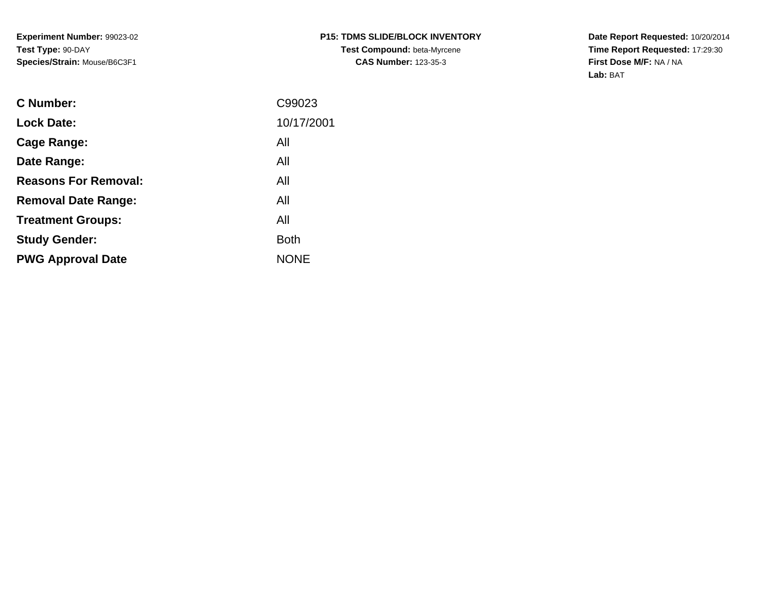**Experiment Number:** 99023-02
**Test Type:** 90-DAY
**Species/Strain:** Mouse/B6C3F1

**P15: TDMS SLIDE/BLOCK INVENTORY**
**Test Compound:** beta-Myrcene
**CAS Number:** 123-35-3

**Date Report Requested:** 10/20/2014
**Time Report Requested:** 17:29:30
**First Dose M/F:** NA / NA
**Lab:** BAT

| | |
|---|---|
| **C Number:** | C99023 |
| **Lock Date:** | 10/17/2001 |
| **Cage Range:** | All |
| **Date Range:** | All |
| **Reasons For Removal:** | All |
| **Removal Date Range:** | All |
| **Treatment Groups:** | All |
| **Study Gender:** | Both |
| **PWG Approval Date** | NONE |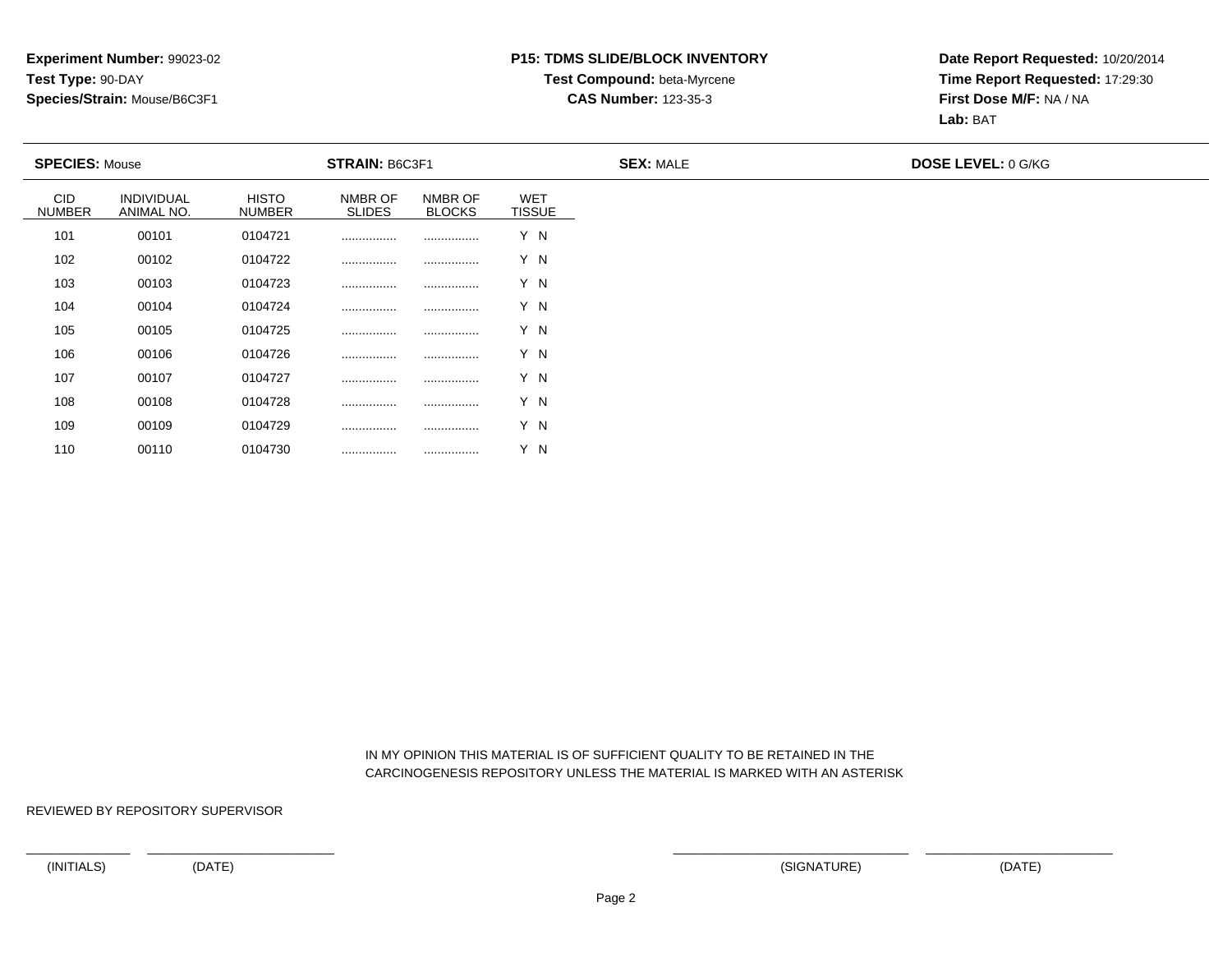**Experiment Number:** 99023-02
**Test Type:** 90-DAY
**Species/Strain:** Mouse/B6C3F1

**P15: TDMS SLIDE/BLOCK INVENTORY**
**Test Compound:** beta-Myrcene
**CAS Number:** 123-35-3

**Date Report Requested:** 10/20/2014
**Time Report Requested:** 17:29:30
**First Dose M/F:** NA / NA
**Lab:** BAT

**SPECIES:** Mouse **STRAIN:** B6C3F1 **SEX:** MALE **DOSE LEVEL:** 0 G/KG

| CID NUMBER | INDIVIDUAL ANIMAL NO. | HISTO NUMBER | NMBR OF SLIDES | NMBR OF BLOCKS | WET TISSUE |
|---|---|---|---|---|---|
| 101 | 00101 | 0104721 | ................ | ................ | Y N |
| 102 | 00102 | 0104722 | ................ | ................ | Y N |
| 103 | 00103 | 0104723 | ................ | ................ | Y N |
| 104 | 00104 | 0104724 | ................ | ................ | Y N |
| 105 | 00105 | 0104725 | ................ | ................ | Y N |
| 106 | 00106 | 0104726 | ................ | ................ | Y N |
| 107 | 00107 | 0104727 | ................ | ................ | Y N |
| 108 | 00108 | 0104728 | ................ | ................ | Y N |
| 109 | 00109 | 0104729 | ................ | ................ | Y N |
| 110 | 00110 | 0104730 | ................ | ................ | Y N |

IN MY OPINION THIS MATERIAL IS OF SUFFICIENT QUALITY TO BE RETAINED IN THE CARCINOGENESIS REPOSITORY UNLESS THE MATERIAL IS MARKED WITH AN ASTERISK

REVIEWED BY REPOSITORY SUPERVISOR

(INITIALS) (DATE) (SIGNATURE) (DATE)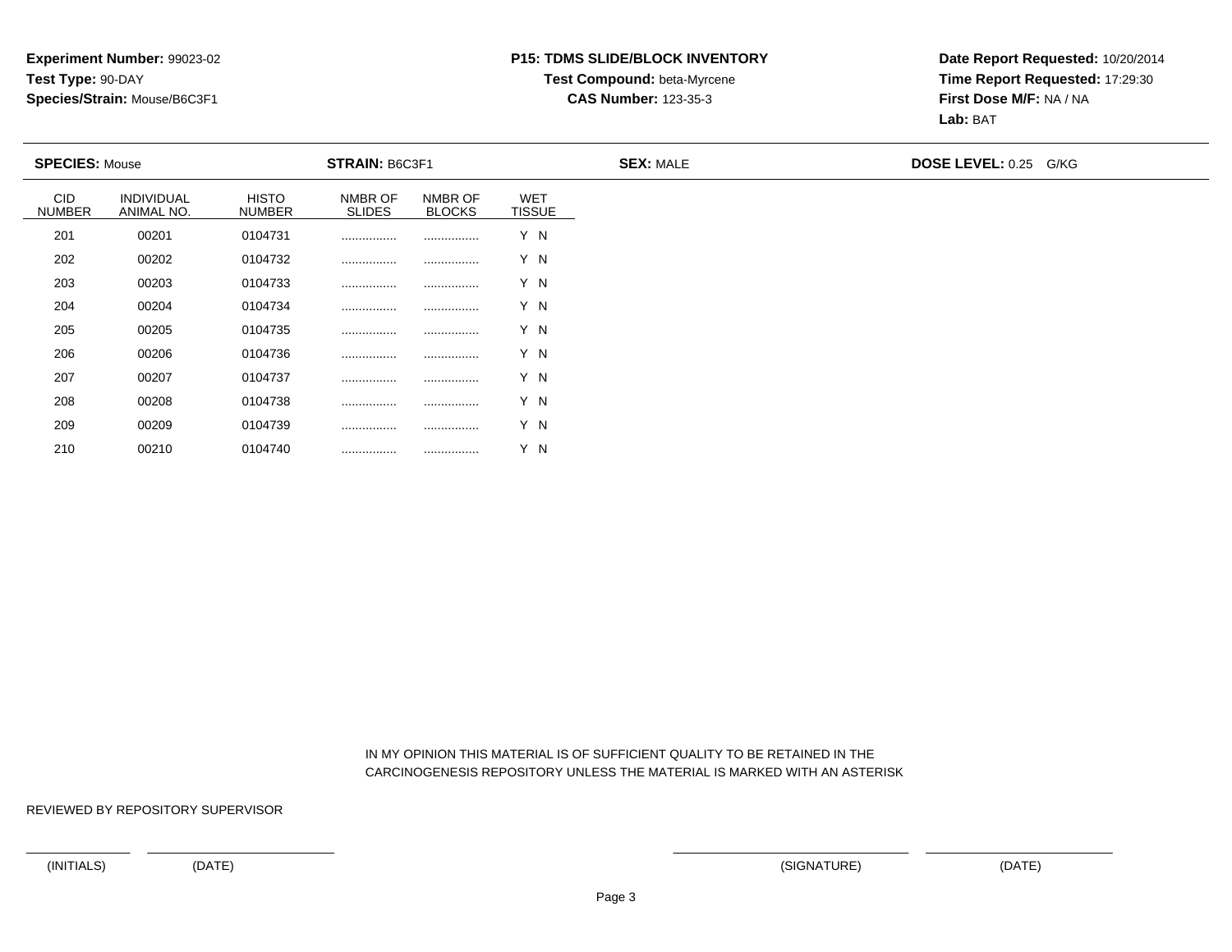**Experiment Number:** 99023-02
**Test Type:** 90-DAY
**Species/Strain:** Mouse/B6C3F1

**P15: TDMS SLIDE/BLOCK INVENTORY**
**Test Compound:** beta-Myrcene
**CAS Number:** 123-35-3

**Date Report Requested:** 10/20/2014
**Time Report Requested:** 17:29:30
**First Dose M/F:** NA / NA
**Lab:** BAT

**SPECIES:** Mouse **STRAIN:** B6C3F1 **SEX:** MALE **DOSE LEVEL:** 0.25 G/KG

| CID NUMBER | INDIVIDUAL ANIMAL NO. | HISTO NUMBER | NMBR OF SLIDES | NMBR OF BLOCKS | WET TISSUE |
|---|---|---|---|---|---|
| 201 | 00201 | 0104731 | ................ | ................ | Y N |
| 202 | 00202 | 0104732 | ................ | ................ | Y N |
| 203 | 00203 | 0104733 | ................ | ................ | Y N |
| 204 | 00204 | 0104734 | ................ | ................ | Y N |
| 205 | 00205 | 0104735 | ................ | ................ | Y N |
| 206 | 00206 | 0104736 | ................ | ................ | Y N |
| 207 | 00207 | 0104737 | ................ | ................ | Y N |
| 208 | 00208 | 0104738 | ................ | ................ | Y N |
| 209 | 00209 | 0104739 | ................ | ................ | Y N |
| 210 | 00210 | 0104740 | ................ | ................ | Y N |

IN MY OPINION THIS MATERIAL IS OF SUFFICIENT QUALITY TO BE RETAINED IN THE CARCINOGENESIS REPOSITORY UNLESS THE MATERIAL IS MARKED WITH AN ASTERISK

REVIEWED BY REPOSITORY SUPERVISOR

(INITIALS) (DATE) (SIGNATURE) (DATE)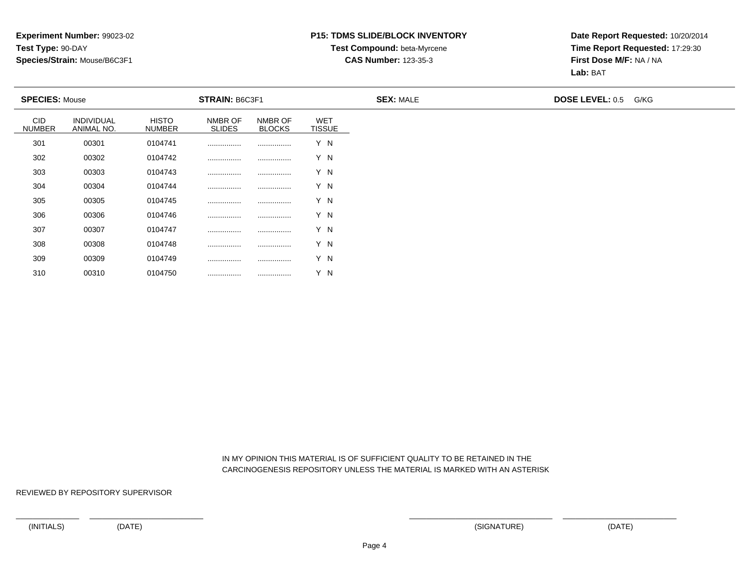**Experiment Number:** 99023-02
**Test Type:** 90-DAY
**Species/Strain:** Mouse/B6C3F1

**P15: TDMS SLIDE/BLOCK INVENTORY**
**Test Compound:** beta-Myrcene
**CAS Number:** 123-35-3

**Date Report Requested:** 10/20/2014
**Time Report Requested:** 17:29:30
**First Dose M/F:** NA / NA
**Lab:** BAT

**SPECIES:** Mouse | **STRAIN:** B6C3F1 | **SEX:** MALE | **DOSE LEVEL:** 0.5 G/KG

| CID NUMBER | INDIVIDUAL ANIMAL NO. | HISTO NUMBER | NMBR OF SLIDES | NMBR OF BLOCKS | WET TISSUE |
|---|---|---|---|---|---|
| 301 | 00301 | 0104741 | ................ | ................ | Y N |
| 302 | 00302 | 0104742 | ................ | ................ | Y N |
| 303 | 00303 | 0104743 | ................ | ................ | Y N |
| 304 | 00304 | 0104744 | ................ | ................ | Y N |
| 305 | 00305 | 0104745 | ................ | ................ | Y N |
| 306 | 00306 | 0104746 | ................ | ................ | Y N |
| 307 | 00307 | 0104747 | ................ | ................ | Y N |
| 308 | 00308 | 0104748 | ................ | ................ | Y N |
| 309 | 00309 | 0104749 | ................ | ................ | Y N |
| 310 | 00310 | 0104750 | ................ | ................ | Y N |

IN MY OPINION THIS MATERIAL IS OF SUFFICIENT QUALITY TO BE RETAINED IN THE CARCINOGENESIS REPOSITORY UNLESS THE MATERIAL IS MARKED WITH AN ASTERISK

REVIEWED BY REPOSITORY SUPERVISOR

(INITIALS) (DATE) (SIGNATURE) (DATE)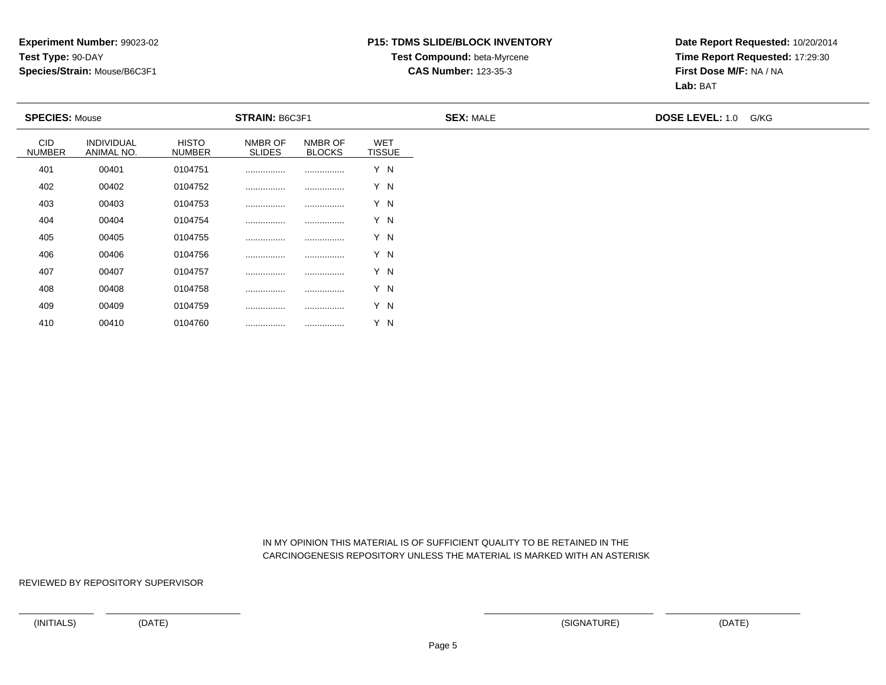**Experiment Number:** 99023-02
**Test Type:** 90-DAY
**Species/Strain:** Mouse/B6C3F1

**P15: TDMS SLIDE/BLOCK INVENTORY**
**Test Compound:** beta-Myrcene
**CAS Number:** 123-35-3

**Date Report Requested:** 10/20/2014
**Time Report Requested:** 17:29:30
**First Dose M/F:** NA / NA
**Lab:** BAT

**SPECIES:** Mouse **STRAIN:** B6C3F1 **SEX:** MALE **DOSE LEVEL:** 1.0 G/KG

| CID NUMBER | INDIVIDUAL ANIMAL NO. | HISTO NUMBER | NMBR OF SLIDES | NMBR OF BLOCKS | WET TISSUE |
|---|---|---|---|---|---|
| 401 | 00401 | 0104751 | ................ | ................ | Y N |
| 402 | 00402 | 0104752 | ................ | ................ | Y N |
| 403 | 00403 | 0104753 | ................ | ................ | Y N |
| 404 | 00404 | 0104754 | ................ | ................ | Y N |
| 405 | 00405 | 0104755 | ................ | ................ | Y N |
| 406 | 00406 | 0104756 | ................ | ................ | Y N |
| 407 | 00407 | 0104757 | ................ | ................ | Y N |
| 408 | 00408 | 0104758 | ................ | ................ | Y N |
| 409 | 00409 | 0104759 | ................ | ................ | Y N |
| 410 | 00410 | 0104760 | ................ | ................ | Y N |

IN MY OPINION THIS MATERIAL IS OF SUFFICIENT QUALITY TO BE RETAINED IN THE CARCINOGENESIS REPOSITORY UNLESS THE MATERIAL IS MARKED WITH AN ASTERISK

REVIEWED BY REPOSITORY SUPERVISOR

(INITIALS) (DATE) (SIGNATURE) (DATE)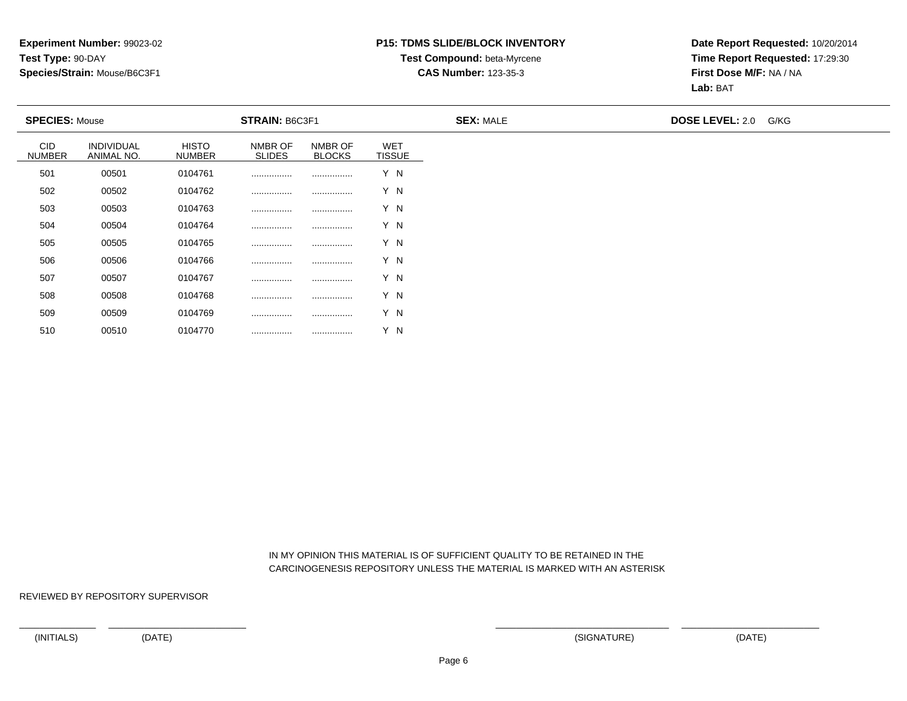**Experiment Number:** 99023-02
**Test Type:** 90-DAY
**Species/Strain:** Mouse/B6C3F1

**P15: TDMS SLIDE/BLOCK INVENTORY**
**Test Compound:** beta-Myrcene
**CAS Number:** 123-35-3

**Date Report Requested:** 10/20/2014
**Time Report Requested:** 17:29:30
**First Dose M/F:** NA / NA
**Lab:** BAT

**SPECIES:** Mouse **STRAIN:** B6C3F1 **SEX:** MALE **DOSE LEVEL:** 2.0 G/KG

| CID NUMBER | INDIVIDUAL ANIMAL NO. | HISTO NUMBER | NMBR OF SLIDES | NMBR OF BLOCKS | WET TISSUE |
|---|---|---|---|---|---|
| 501 | 00501 | 0104761 | ................ | ................ | Y N |
| 502 | 00502 | 0104762 | ................ | ................ | Y N |
| 503 | 00503 | 0104763 | ................ | ................ | Y N |
| 504 | 00504 | 0104764 | ................ | ................ | Y N |
| 505 | 00505 | 0104765 | ................ | ................ | Y N |
| 506 | 00506 | 0104766 | ................ | ................ | Y N |
| 507 | 00507 | 0104767 | ................ | ................ | Y N |
| 508 | 00508 | 0104768 | ................ | ................ | Y N |
| 509 | 00509 | 0104769 | ................ | ................ | Y N |
| 510 | 00510 | 0104770 | ................ | ................ | Y N |

IN MY OPINION THIS MATERIAL IS OF SUFFICIENT QUALITY TO BE RETAINED IN THE CARCINOGENESIS REPOSITORY UNLESS THE MATERIAL IS MARKED WITH AN ASTERISK

REVIEWED BY REPOSITORY SUPERVISOR

(INITIALS) (DATE) (SIGNATURE) (DATE)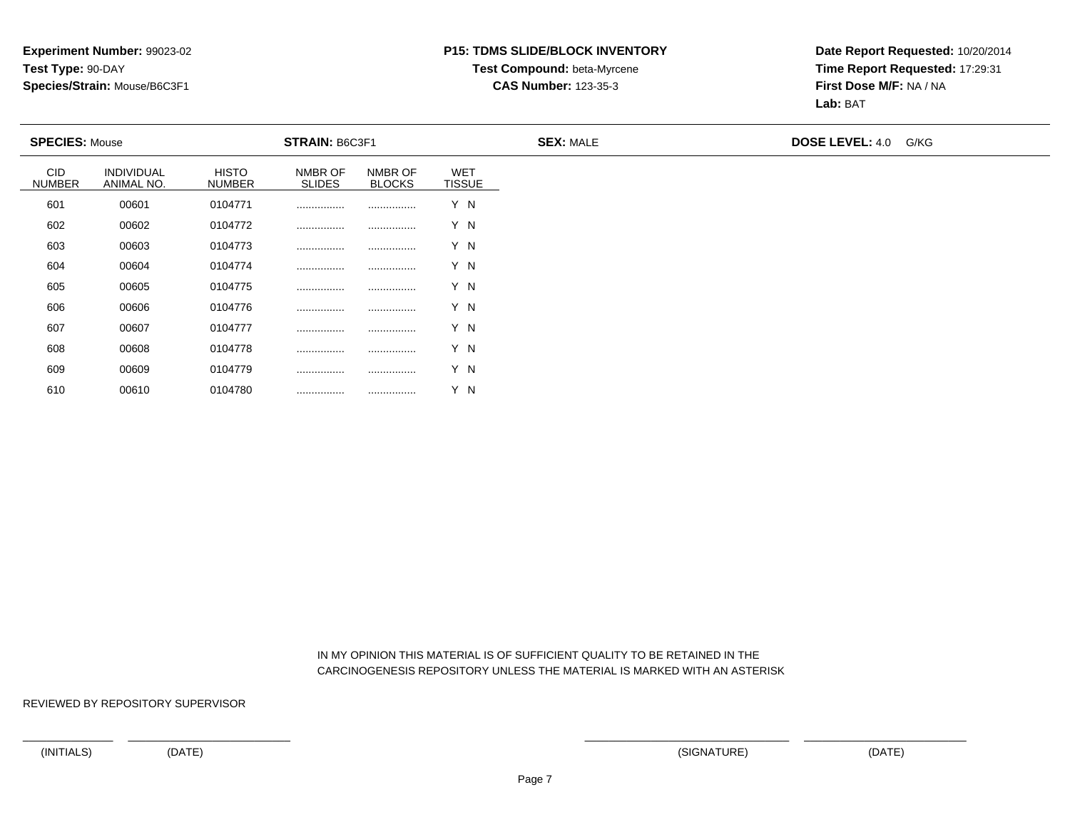**Experiment Number:** 99023-02
**Test Type:** 90-DAY
**Species/Strain:** Mouse/B6C3F1

**P15: TDMS SLIDE/BLOCK INVENTORY**
**Test Compound:** beta-Myrcene
**CAS Number:** 123-35-3

**Date Report Requested:** 10/20/2014
**Time Report Requested:** 17:29:31
**First Dose M/F:** NA / NA
**Lab:** BAT

**SPECIES:** Mouse **STRAIN:** B6C3F1 **SEX:** MALE **DOSE LEVEL:** 4.0 G/KG

| CID NUMBER | INDIVIDUAL ANIMAL NO. | HISTO NUMBER | NMBR OF SLIDES | NMBR OF BLOCKS | WET TISSUE |
|---|---|---|---|---|---|
| 601 | 00601 | 0104771 | ................ | ................ | Y N |
| 602 | 00602 | 0104772 | ................ | ................ | Y N |
| 603 | 00603 | 0104773 | ................ | ................ | Y N |
| 604 | 00604 | 0104774 | ................ | ................ | Y N |
| 605 | 00605 | 0104775 | ................ | ................ | Y N |
| 606 | 00606 | 0104776 | ................ | ................ | Y N |
| 607 | 00607 | 0104777 | ................ | ................ | Y N |
| 608 | 00608 | 0104778 | ................ | ................ | Y N |
| 609 | 00609 | 0104779 | ................ | ................ | Y N |
| 610 | 00610 | 0104780 | ................ | ................ | Y N |

IN MY OPINION THIS MATERIAL IS OF SUFFICIENT QUALITY TO BE RETAINED IN THE CARCINOGENESIS REPOSITORY UNLESS THE MATERIAL IS MARKED WITH AN ASTERISK

REVIEWED BY REPOSITORY SUPERVISOR

(INITIALS) (DATE) (SIGNATURE) (DATE)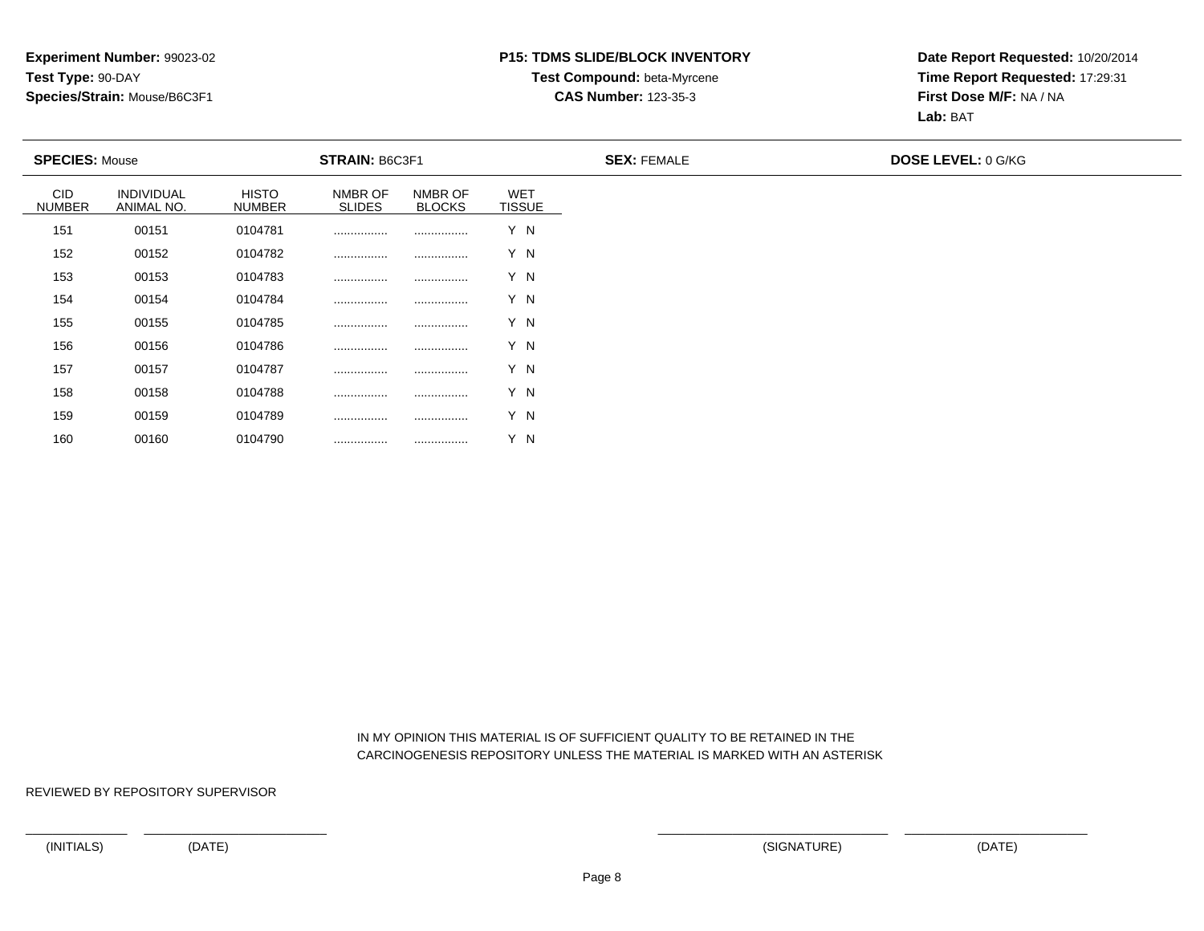**Experiment Number:** 99023-02
**Test Type:** 90-DAY
**Species/Strain:** Mouse/B6C3F1

**P15: TDMS SLIDE/BLOCK INVENTORY**
**Test Compound:** beta-Myrcene
**CAS Number:** 123-35-3

**Date Report Requested:** 10/20/2014
**Time Report Requested:** 17:29:31
**First Dose M/F:** NA / NA
**Lab:** BAT

**SPECIES:** Mouse **STRAIN:** B6C3F1 **SEX:** FEMALE **DOSE LEVEL:** 0 G/KG

| CID NUMBER | INDIVIDUAL ANIMAL NO. | HISTO NUMBER | NMBR OF SLIDES | NMBR OF BLOCKS | WET TISSUE |
|---|---|---|---|---|---|
| 151 | 00151 | 0104781 | ................ | ................ | Y N |
| 152 | 00152 | 0104782 | ................ | ................ | Y N |
| 153 | 00153 | 0104783 | ................ | ................ | Y N |
| 154 | 00154 | 0104784 | ................ | ................ | Y N |
| 155 | 00155 | 0104785 | ................ | ................ | Y N |
| 156 | 00156 | 0104786 | ................ | ................ | Y N |
| 157 | 00157 | 0104787 | ................ | ................ | Y N |
| 158 | 00158 | 0104788 | ................ | ................ | Y N |
| 159 | 00159 | 0104789 | ................ | ................ | Y N |
| 160 | 00160 | 0104790 | ................ | ................ | Y N |

IN MY OPINION THIS MATERIAL IS OF SUFFICIENT QUALITY TO BE RETAINED IN THE CARCINOGENESIS REPOSITORY UNLESS THE MATERIAL IS MARKED WITH AN ASTERISK

REVIEWED BY REPOSITORY SUPERVISOR

(INITIALS) (DATE) (SIGNATURE) (DATE)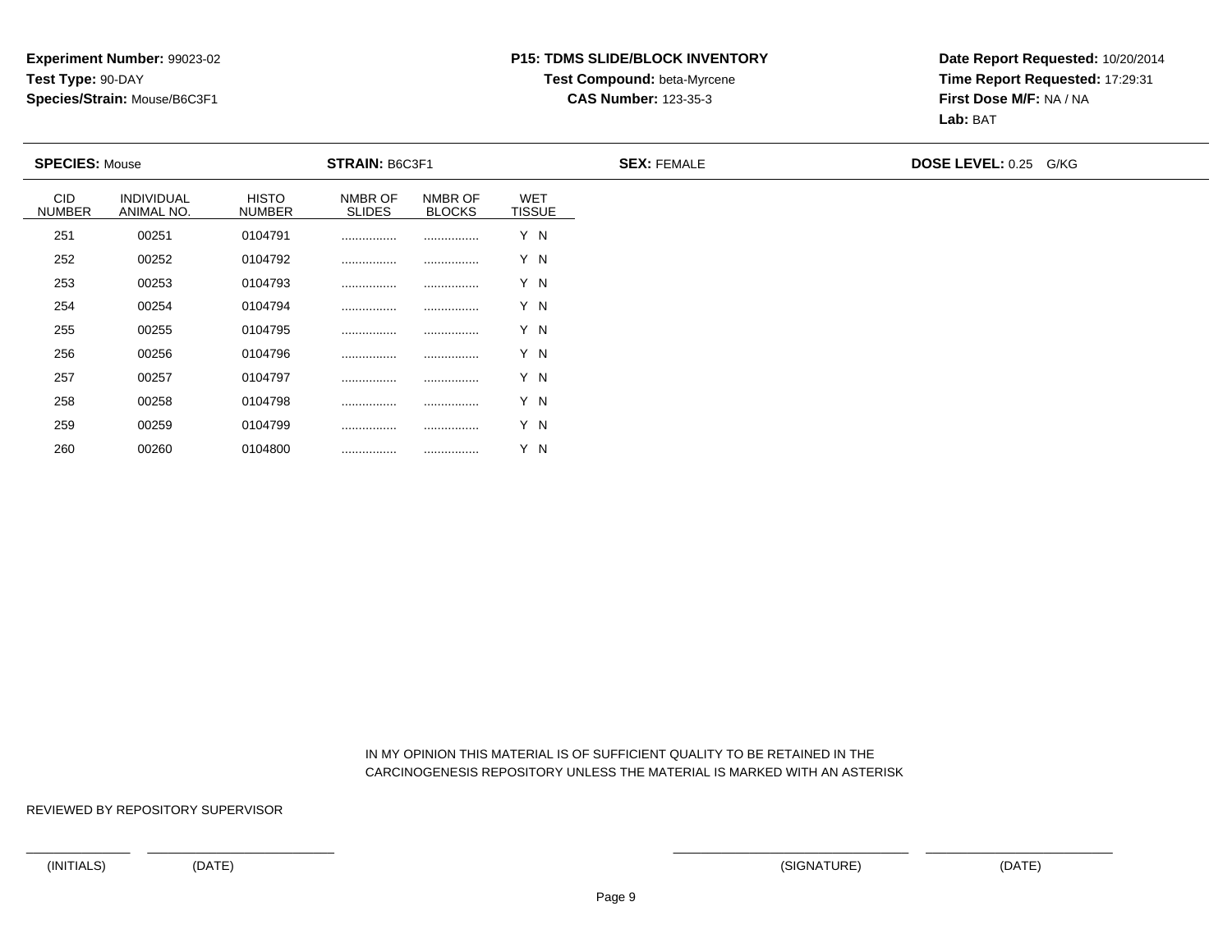**Experiment Number:** 99023-02
**Test Type:** 90-DAY
**Species/Strain:** Mouse/B6C3F1

**P15: TDMS SLIDE/BLOCK INVENTORY**
**Test Compound:** beta-Myrcene
**CAS Number:** 123-35-3

**Date Report Requested:** 10/20/2014
**Time Report Requested:** 17:29:31
**First Dose M/F:** NA / NA
**Lab:** BAT

**SPECIES:** Mouse **STRAIN:** B6C3F1 **SEX:** FEMALE **DOSE LEVEL:** 0.25 G/KG

| CID NUMBER | INDIVIDUAL ANIMAL NO. | HISTO NUMBER | NMBR OF SLIDES | NMBR OF BLOCKS | WET TISSUE |
|---|---|---|---|---|---|
| 251 | 00251 | 0104791 | ................ | ................ | Y N |
| 252 | 00252 | 0104792 | ................ | ................ | Y N |
| 253 | 00253 | 0104793 | ................ | ................ | Y N |
| 254 | 00254 | 0104794 | ................ | ................ | Y N |
| 255 | 00255 | 0104795 | ................ | ................ | Y N |
| 256 | 00256 | 0104796 | ................ | ................ | Y N |
| 257 | 00257 | 0104797 | ................ | ................ | Y N |
| 258 | 00258 | 0104798 | ................ | ................ | Y N |
| 259 | 00259 | 0104799 | ................ | ................ | Y N |
| 260 | 00260 | 0104800 | ................ | ................ | Y N |

IN MY OPINION THIS MATERIAL IS OF SUFFICIENT QUALITY TO BE RETAINED IN THE CARCINOGENESIS REPOSITORY UNLESS THE MATERIAL IS MARKED WITH AN ASTERISK

REVIEWED BY REPOSITORY SUPERVISOR

(INITIALS) (DATE) (SIGNATURE) (DATE)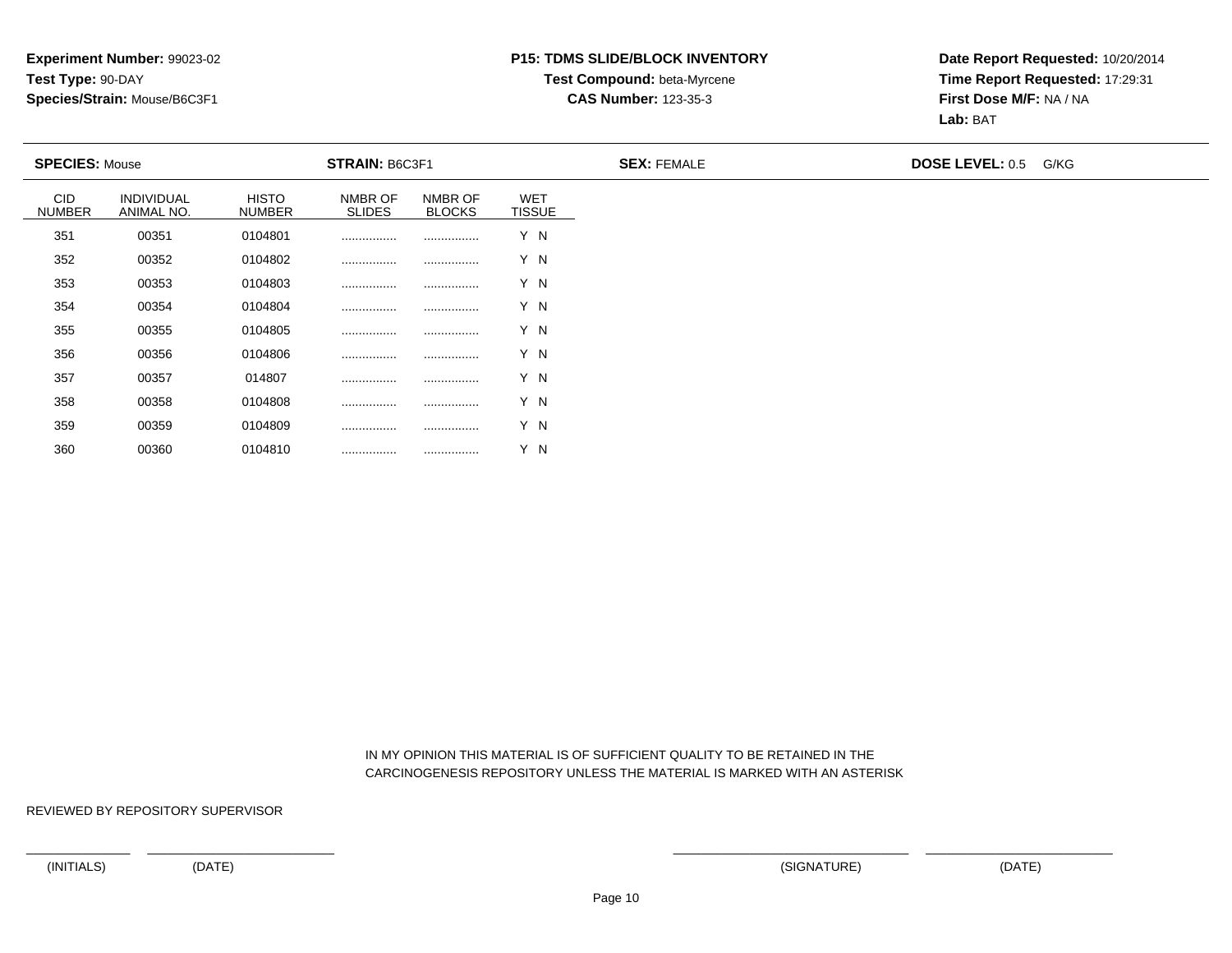**Experiment Number:** 99023-02
**Test Type:** 90-DAY
**Species/Strain:** Mouse/B6C3F1

**P15: TDMS SLIDE/BLOCK INVENTORY**
**Test Compound:** beta-Myrcene
**CAS Number:** 123-35-3

**Date Report Requested:** 10/20/2014
**Time Report Requested:** 17:29:31
**First Dose M/F:** NA / NA
**Lab:** BAT

**SPECIES:** Mouse **STRAIN:** B6C3F1 **SEX:** FEMALE **DOSE LEVEL:** 0.5 G/KG

| CID NUMBER | INDIVIDUAL ANIMAL NO. | HISTO NUMBER | NMBR OF SLIDES | NMBR OF BLOCKS | WET TISSUE |
|---|---|---|---|---|---|
| 351 | 00351 | 0104801 | ................ | ................ | Y N |
| 352 | 00352 | 0104802 | ................ | ................ | Y N |
| 353 | 00353 | 0104803 | ................ | ................ | Y N |
| 354 | 00354 | 0104804 | ................ | ................ | Y N |
| 355 | 00355 | 0104805 | ................ | ................ | Y N |
| 356 | 00356 | 0104806 | ................ | ................ | Y N |
| 357 | 00357 | 014807 | ................ | ................ | Y N |
| 358 | 00358 | 0104808 | ................ | ................ | Y N |
| 359 | 00359 | 0104809 | ................ | ................ | Y N |
| 360 | 00360 | 0104810 | ................ | ................ | Y N |

IN MY OPINION THIS MATERIAL IS OF SUFFICIENT QUALITY TO BE RETAINED IN THE CARCINOGENESIS REPOSITORY UNLESS THE MATERIAL IS MARKED WITH AN ASTERISK

REVIEWED BY REPOSITORY SUPERVISOR

(INITIALS) (DATE) (SIGNATURE) (DATE)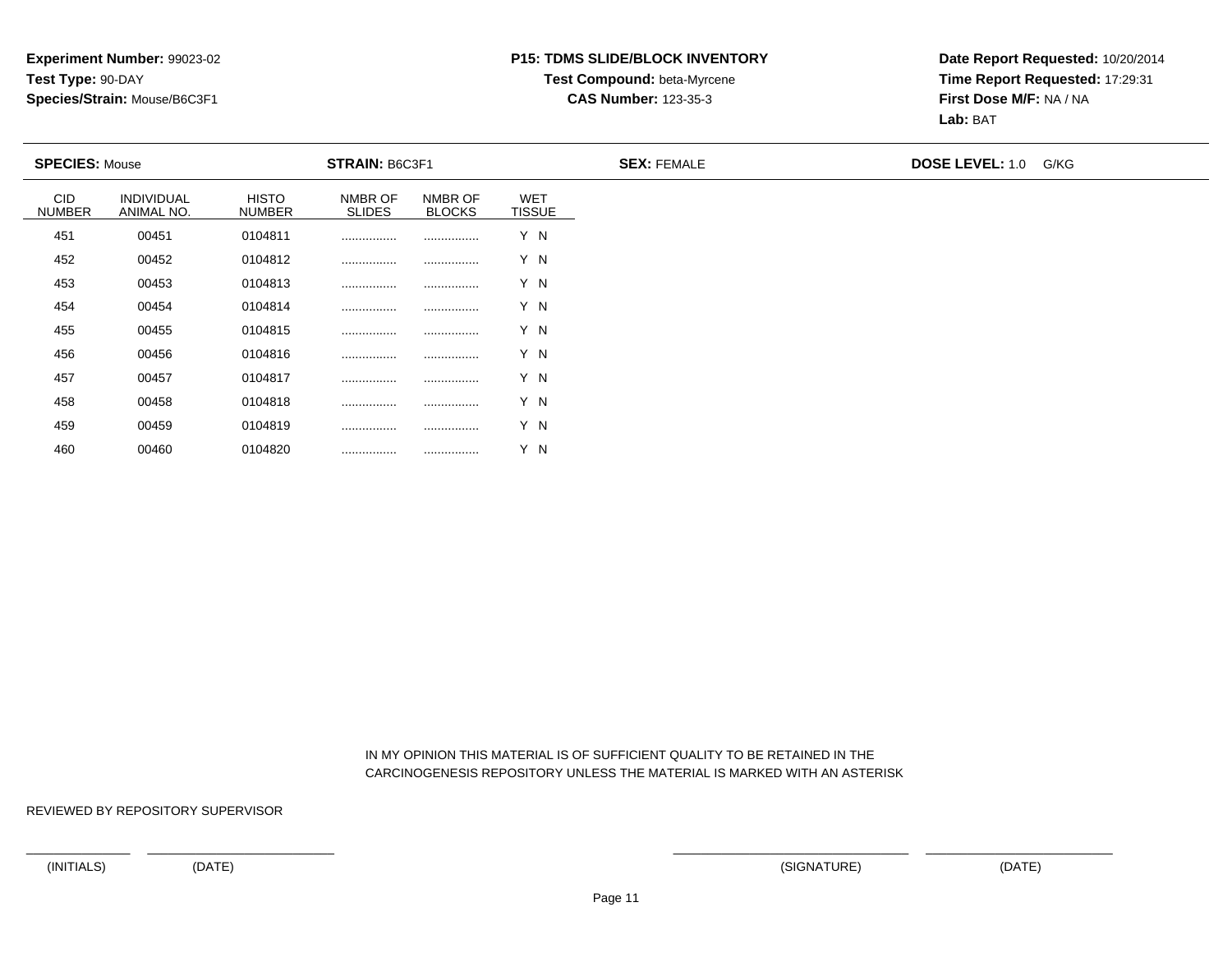**Experiment Number:** 99023-02
**Test Type:** 90-DAY
**Species/Strain:** Mouse/B6C3F1

**P15: TDMS SLIDE/BLOCK INVENTORY**
**Test Compound:** beta-Myrcene
**CAS Number:** 123-35-3

**Date Report Requested:** 10/20/2014
**Time Report Requested:** 17:29:31
**First Dose M/F:** NA / NA
**Lab:** BAT

**SPECIES:** Mouse **STRAIN:** B6C3F1 **SEX:** FEMALE **DOSE LEVEL:** 1.0 G/KG

| CID NUMBER | INDIVIDUAL ANIMAL NO. | HISTO NUMBER | NMBR OF SLIDES | NMBR OF BLOCKS | WET TISSUE |
|---|---|---|---|---|---|
| 451 | 00451 | 0104811 | ................ | ................ | Y N |
| 452 | 00452 | 0104812 | ................ | ................ | Y N |
| 453 | 00453 | 0104813 | ................ | ................ | Y N |
| 454 | 00454 | 0104814 | ................ | ................ | Y N |
| 455 | 00455 | 0104815 | ................ | ................ | Y N |
| 456 | 00456 | 0104816 | ................ | ................ | Y N |
| 457 | 00457 | 0104817 | ................ | ................ | Y N |
| 458 | 00458 | 0104818 | ................ | ................ | Y N |
| 459 | 00459 | 0104819 | ................ | ................ | Y N |
| 460 | 00460 | 0104820 | ................ | ................ | Y N |

IN MY OPINION THIS MATERIAL IS OF SUFFICIENT QUALITY TO BE RETAINED IN THE CARCINOGENESIS REPOSITORY UNLESS THE MATERIAL IS MARKED WITH AN ASTERISK

REVIEWED BY REPOSITORY SUPERVISOR

(INITIALS) (DATE) (SIGNATURE) (DATE)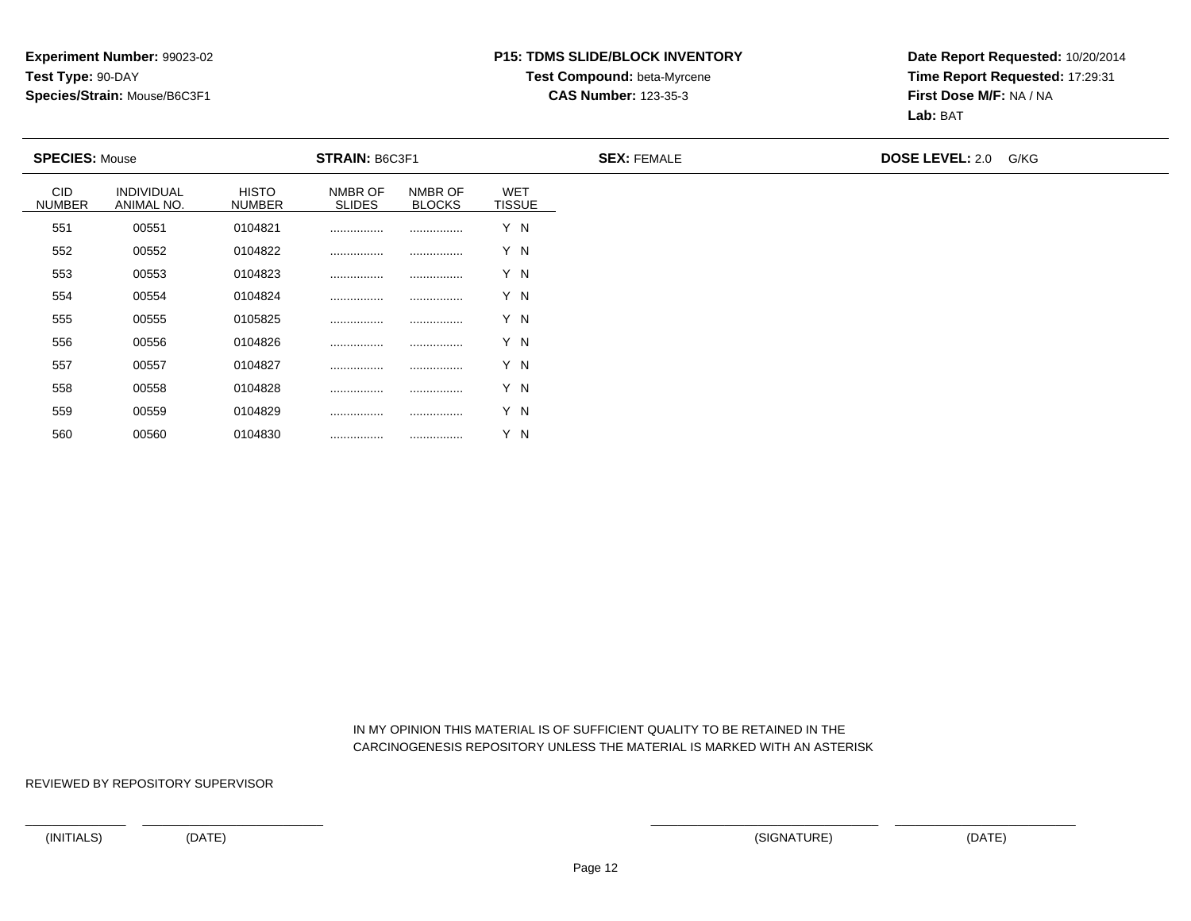**Experiment Number:** 99023-02
**Test Type:** 90-DAY
**Species/Strain:** Mouse/B6C3F1

**P15: TDMS SLIDE/BLOCK INVENTORY**
**Test Compound:** beta-Myrcene
**CAS Number:** 123-35-3

**Date Report Requested:** 10/20/2014
**Time Report Requested:** 17:29:31
**First Dose M/F:** NA / NA
**Lab:** BAT

**SPECIES:** Mouse **STRAIN:** B6C3F1 **SEX:** FEMALE **DOSE LEVEL:** 2.0 G/KG

| CID NUMBER | INDIVIDUAL ANIMAL NO. | HISTO NUMBER | NMBR OF SLIDES | NMBR OF BLOCKS | WET TISSUE |
|---|---|---|---|---|---|
| 551 | 00551 | 0104821 | ................ | ................ | Y N |
| 552 | 00552 | 0104822 | ................ | ................ | Y N |
| 553 | 00553 | 0104823 | ................ | ................ | Y N |
| 554 | 00554 | 0104824 | ................ | ................ | Y N |
| 555 | 00555 | 0105825 | ................ | ................ | Y N |
| 556 | 00556 | 0104826 | ................ | ................ | Y N |
| 557 | 00557 | 0104827 | ................ | ................ | Y N |
| 558 | 00558 | 0104828 | ................ | ................ | Y N |
| 559 | 00559 | 0104829 | ................ | ................ | Y N |
| 560 | 00560 | 0104830 | ................ | ................ | Y N |

IN MY OPINION THIS MATERIAL IS OF SUFFICIENT QUALITY TO BE RETAINED IN THE CARCINOGENESIS REPOSITORY UNLESS THE MATERIAL IS MARKED WITH AN ASTERISK

REVIEWED BY REPOSITORY SUPERVISOR

(INITIALS) (DATE) (SIGNATURE) (DATE)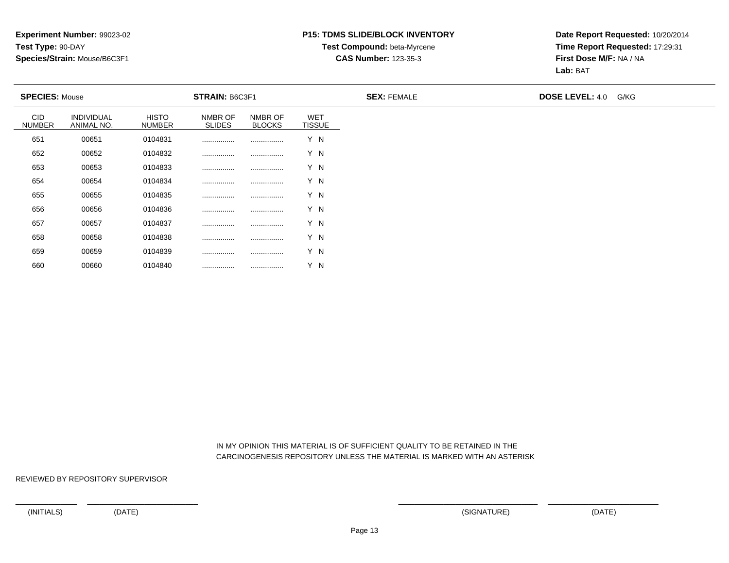**Experiment Number:** 99023-02
**Test Type:** 90-DAY
**Species/Strain:** Mouse/B6C3F1

**P15: TDMS SLIDE/BLOCK INVENTORY**
**Test Compound:** beta-Myrcene
**CAS Number:** 123-35-3

**Date Report Requested:** 10/20/2014
**Time Report Requested:** 17:29:31
**First Dose M/F:** NA / NA
**Lab:** BAT

**SPECIES:** Mouse | **STRAIN:** B6C3F1 | **SEX:** FEMALE | **DOSE LEVEL:** 4.0 G/KG

| CID NUMBER | INDIVIDUAL ANIMAL NO. | HISTO NUMBER | NMBR OF SLIDES | NMBR OF BLOCKS | WET TISSUE |
|---|---|---|---|---|---|
| 651 | 00651 | 0104831 | ................ | ................ | Y N |
| 652 | 00652 | 0104832 | ................ | ................ | Y N |
| 653 | 00653 | 0104833 | ................ | ................ | Y N |
| 654 | 00654 | 0104834 | ................ | ................ | Y N |
| 655 | 00655 | 0104835 | ................ | ................ | Y N |
| 656 | 00656 | 0104836 | ................ | ................ | Y N |
| 657 | 00657 | 0104837 | ................ | ................ | Y N |
| 658 | 00658 | 0104838 | ................ | ................ | Y N |
| 659 | 00659 | 0104839 | ................ | ................ | Y N |
| 660 | 00660 | 0104840 | ................ | ................ | Y N |

IN MY OPINION THIS MATERIAL IS OF SUFFICIENT QUALITY TO BE RETAINED IN THE CARCINOGENESIS REPOSITORY UNLESS THE MATERIAL IS MARKED WITH AN ASTERISK

REVIEWED BY REPOSITORY SUPERVISOR

(INITIALS) (DATE) (SIGNATURE) (DATE)